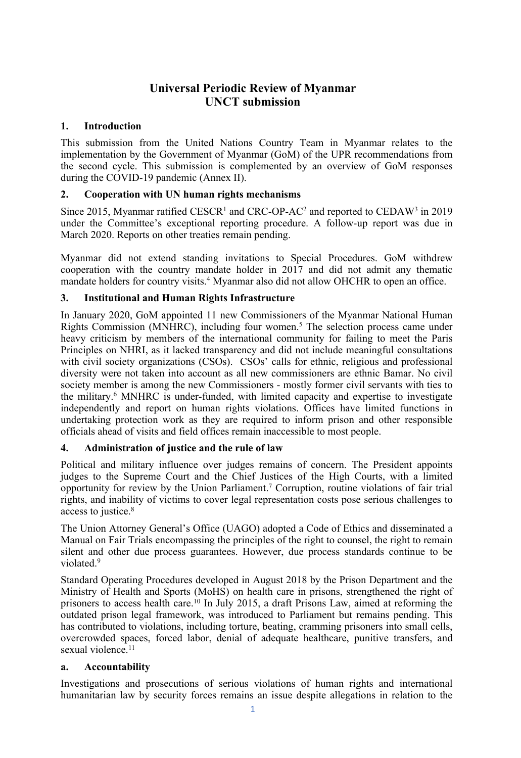# Universal Periodic Review of Myanmar
# UNCT submission

## 1. Introduction

This submission from the United Nations Country Team in Myanmar relates to the implementation by the Government of Myanmar (GoM) of the UPR recommendations from the second cycle. This submission is complemented by an overview of GoM responses during the COVID-19 pandemic (Annex II).

## 2. Cooperation with UN human rights mechanisms

Since 2015, Myanmar ratified CESCR[1] and CRC-OP-AC[2] and reported to CEDAW[3] in 2019 under the Committee's exceptional reporting procedure. A follow-up report was due in March 2020. Reports on other treaties remain pending.

Myanmar did not extend standing invitations to Special Procedures. GoM withdrew cooperation with the country mandate holder in 2017 and did not admit any thematic mandate holders for country visits.[4] Myanmar also did not allow OHCHR to open an office.

## 3. Institutional and Human Rights Infrastructure

In January 2020, GoM appointed 11 new Commissioners of the Myanmar National Human Rights Commission (MNHRC), including four women.[5] The selection process came under heavy criticism by members of the international community for failing to meet the Paris Principles on NHRI, as it lacked transparency and did not include meaningful consultations with civil society organizations (CSOs). CSOs' calls for ethnic, religious and professional diversity were not taken into account as all new commissioners are ethnic Bamar. No civil society member is among the new Commissioners - mostly former civil servants with ties to the military.[6] MNHRC is under-funded, with limited capacity and expertise to investigate independently and report on human rights violations. Offices have limited functions in undertaking protection work as they are required to inform prison and other responsible officials ahead of visits and field offices remain inaccessible to most people.

## 4. Administration of justice and the rule of law

Political and military influence over judges remains of concern. The President appoints judges to the Supreme Court and the Chief Justices of the High Courts, with a limited opportunity for review by the Union Parliament.[7] Corruption, routine violations of fair trial rights, and inability of victims to cover legal representation costs pose serious challenges to access to justice.[8]

The Union Attorney General's Office (UAGO) adopted a Code of Ethics and disseminated a Manual on Fair Trials encompassing the principles of the right to counsel, the right to remain silent and other due process guarantees. However, due process standards continue to be violated.[9]

Standard Operating Procedures developed in August 2018 by the Prison Department and the Ministry of Health and Sports (MoHS) on health care in prisons, strengthened the right of prisoners to access health care.[10] In July 2015, a draft Prisons Law, aimed at reforming the outdated prison legal framework, was introduced to Parliament but remains pending. This has contributed to violations, including torture, beating, cramming prisoners into small cells, overcrowded spaces, forced labor, denial of adequate healthcare, punitive transfers, and sexual violence.[11]

### a. Accountability

Investigations and prosecutions of serious violations of human rights and international humanitarian law by security forces remains an issue despite allegations in relation to the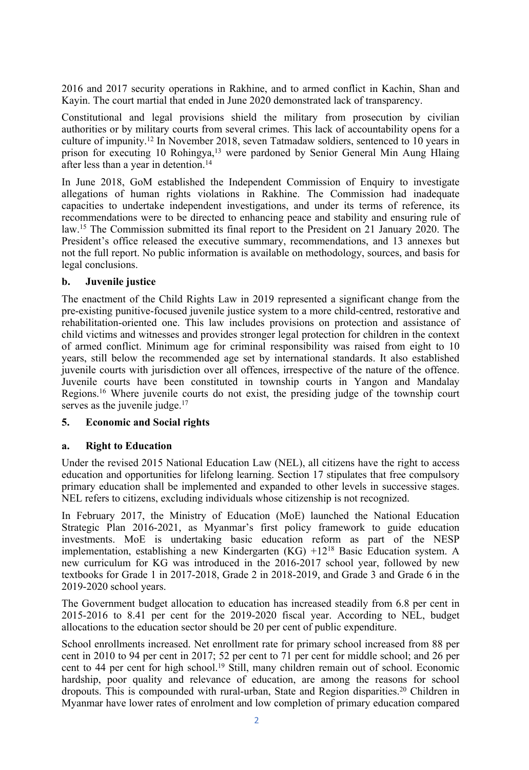2016 and 2017 security operations in Rakhine, and to armed conflict in Kachin, Shan and Kayin. The court martial that ended in June 2020 demonstrated lack of transparency.

Constitutional and legal provisions shield the military from prosecution by civilian authorities or by military courts from several crimes. This lack of accountability opens for a culture of impunity.[12] In November 2018, seven Tatmadaw soldiers, sentenced to 10 years in prison for executing 10 Rohingya,[13] were pardoned by Senior General Min Aung Hlaing after less than a year in detention.[14]

In June 2018, GoM established the Independent Commission of Enquiry to investigate allegations of human rights violations in Rakhine. The Commission had inadequate capacities to undertake independent investigations, and under its terms of reference, its recommendations were to be directed to enhancing peace and stability and ensuring rule of law.[15] The Commission submitted its final report to the President on 21 January 2020. The President's office released the executive summary, recommendations, and 13 annexes but not the full report. No public information is available on methodology, sources, and basis for legal conclusions.

### b. Juvenile justice

The enactment of the Child Rights Law in 2019 represented a significant change from the pre-existing punitive-focused juvenile justice system to a more child-centred, restorative and rehabilitation-oriented one. This law includes provisions on protection and assistance of child victims and witnesses and provides stronger legal protection for children in the context of armed conflict. Minimum age for criminal responsibility was raised from eight to 10 years, still below the recommended age set by international standards. It also established juvenile courts with jurisdiction over all offences, irrespective of the nature of the offence. Juvenile courts have been constituted in township courts in Yangon and Mandalay Regions.[16] Where juvenile courts do not exist, the presiding judge of the township court serves as the juvenile judge.[17]

## 5. Economic and Social rights

### a. Right to Education

Under the revised 2015 National Education Law (NEL), all citizens have the right to access education and opportunities for lifelong learning. Section 17 stipulates that free compulsory primary education shall be implemented and expanded to other levels in successive stages. NEL refers to citizens, excluding individuals whose citizenship is not recognized.

In February 2017, the Ministry of Education (MoE) launched the National Education Strategic Plan 2016-2021, as Myanmar's first policy framework to guide education investments. MoE is undertaking basic education reform as part of the NESP implementation, establishing a new Kindergarten (KG) +12[18] Basic Education system. A new curriculum for KG was introduced in the 2016-2017 school year, followed by new textbooks for Grade 1 in 2017-2018, Grade 2 in 2018-2019, and Grade 3 and Grade 6 in the 2019-2020 school years.

The Government budget allocation to education has increased steadily from 6.8 per cent in 2015-2016 to 8.41 per cent for the 2019-2020 fiscal year. According to NEL, budget allocations to the education sector should be 20 per cent of public expenditure.

School enrollments increased. Net enrollment rate for primary school increased from 88 per cent in 2010 to 94 per cent in 2017; 52 per cent to 71 per cent for middle school; and 26 per cent to 44 per cent for high school.[19] Still, many children remain out of school. Economic hardship, poor quality and relevance of education, are among the reasons for school dropouts. This is compounded with rural-urban, State and Region disparities.[20] Children in Myanmar have lower rates of enrolment and low completion of primary education compared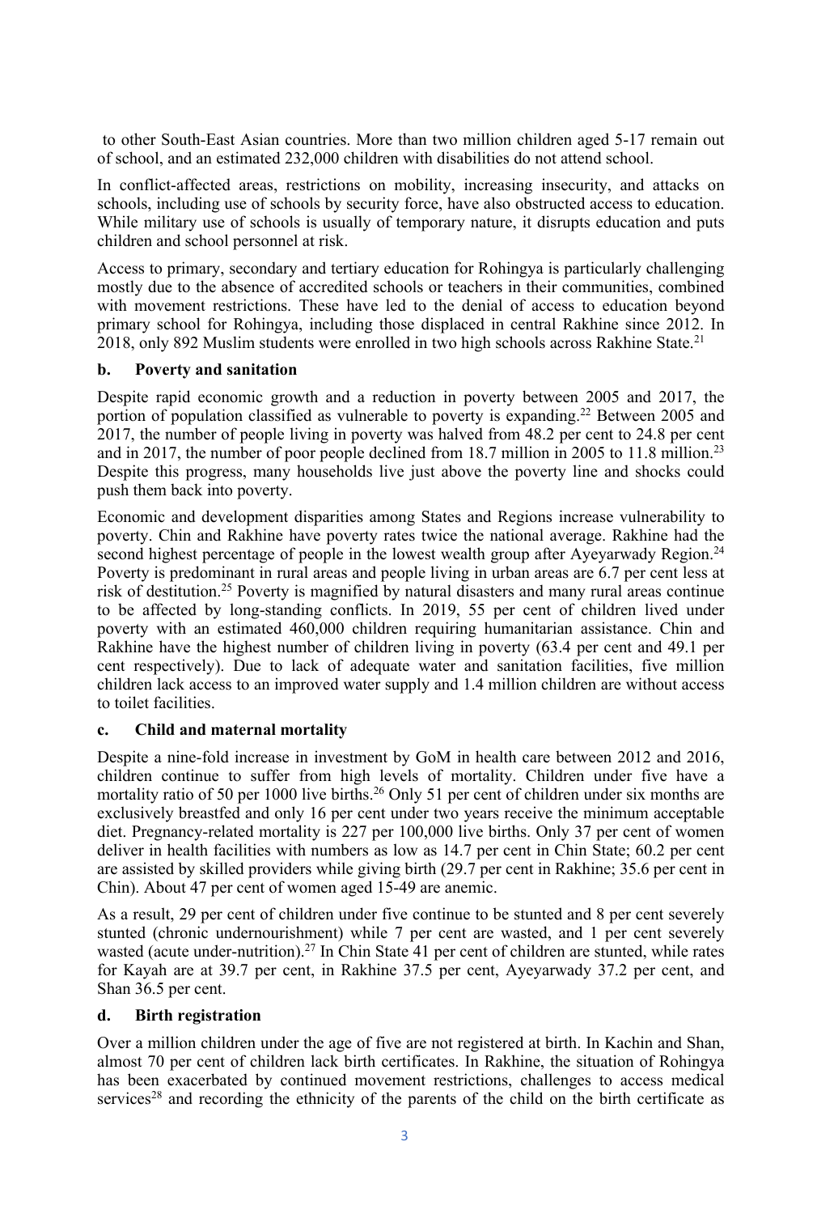to other South-East Asian countries. More than two million children aged 5-17 remain out of school, and an estimated 232,000 children with disabilities do not attend school.

In conflict-affected areas, restrictions on mobility, increasing insecurity, and attacks on schools, including use of schools by security force, have also obstructed access to education. While military use of schools is usually of temporary nature, it disrupts education and puts children and school personnel at risk.

Access to primary, secondary and tertiary education for Rohingya is particularly challenging mostly due to the absence of accredited schools or teachers in their communities, combined with movement restrictions. These have led to the denial of access to education beyond primary school for Rohingya, including those displaced in central Rakhine since 2012. In 2018, only 892 Muslim students were enrolled in two high schools across Rakhine State.[21]

### b. Poverty and sanitation

Despite rapid economic growth and a reduction in poverty between 2005 and 2017, the portion of population classified as vulnerable to poverty is expanding.[22] Between 2005 and 2017, the number of people living in poverty was halved from 48.2 per cent to 24.8 per cent and in 2017, the number of poor people declined from 18.7 million in 2005 to 11.8 million.[23] Despite this progress, many households live just above the poverty line and shocks could push them back into poverty.

Economic and development disparities among States and Regions increase vulnerability to poverty. Chin and Rakhine have poverty rates twice the national average. Rakhine had the second highest percentage of people in the lowest wealth group after Ayeyarwady Region.[24] Poverty is predominant in rural areas and people living in urban areas are 6.7 per cent less at risk of destitution.[25] Poverty is magnified by natural disasters and many rural areas continue to be affected by long-standing conflicts. In 2019, 55 per cent of children lived under poverty with an estimated 460,000 children requiring humanitarian assistance. Chin and Rakhine have the highest number of children living in poverty (63.4 per cent and 49.1 per cent respectively). Due to lack of adequate water and sanitation facilities, five million children lack access to an improved water supply and 1.4 million children are without access to toilet facilities.

### c. Child and maternal mortality

Despite a nine-fold increase in investment by GoM in health care between 2012 and 2016, children continue to suffer from high levels of mortality. Children under five have a mortality ratio of 50 per 1000 live births.[26] Only 51 per cent of children under six months are exclusively breastfed and only 16 per cent under two years receive the minimum acceptable diet. Pregnancy-related mortality is 227 per 100,000 live births. Only 37 per cent of women deliver in health facilities with numbers as low as 14.7 per cent in Chin State; 60.2 per cent are assisted by skilled providers while giving birth (29.7 per cent in Rakhine; 35.6 per cent in Chin). About 47 per cent of women aged 15-49 are anemic.

As a result, 29 per cent of children under five continue to be stunted and 8 per cent severely stunted (chronic undernourishment) while 7 per cent are wasted, and 1 per cent severely wasted (acute under-nutrition).[27] In Chin State 41 per cent of children are stunted, while rates for Kayah are at 39.7 per cent, in Rakhine 37.5 per cent, Ayeyarwady 37.2 per cent, and Shan 36.5 per cent.

### d. Birth registration

Over a million children under the age of five are not registered at birth. In Kachin and Shan, almost 70 per cent of children lack birth certificates. In Rakhine, the situation of Rohingya has been exacerbated by continued movement restrictions, challenges to access medical services[28] and recording the ethnicity of the parents of the child on the birth certificate as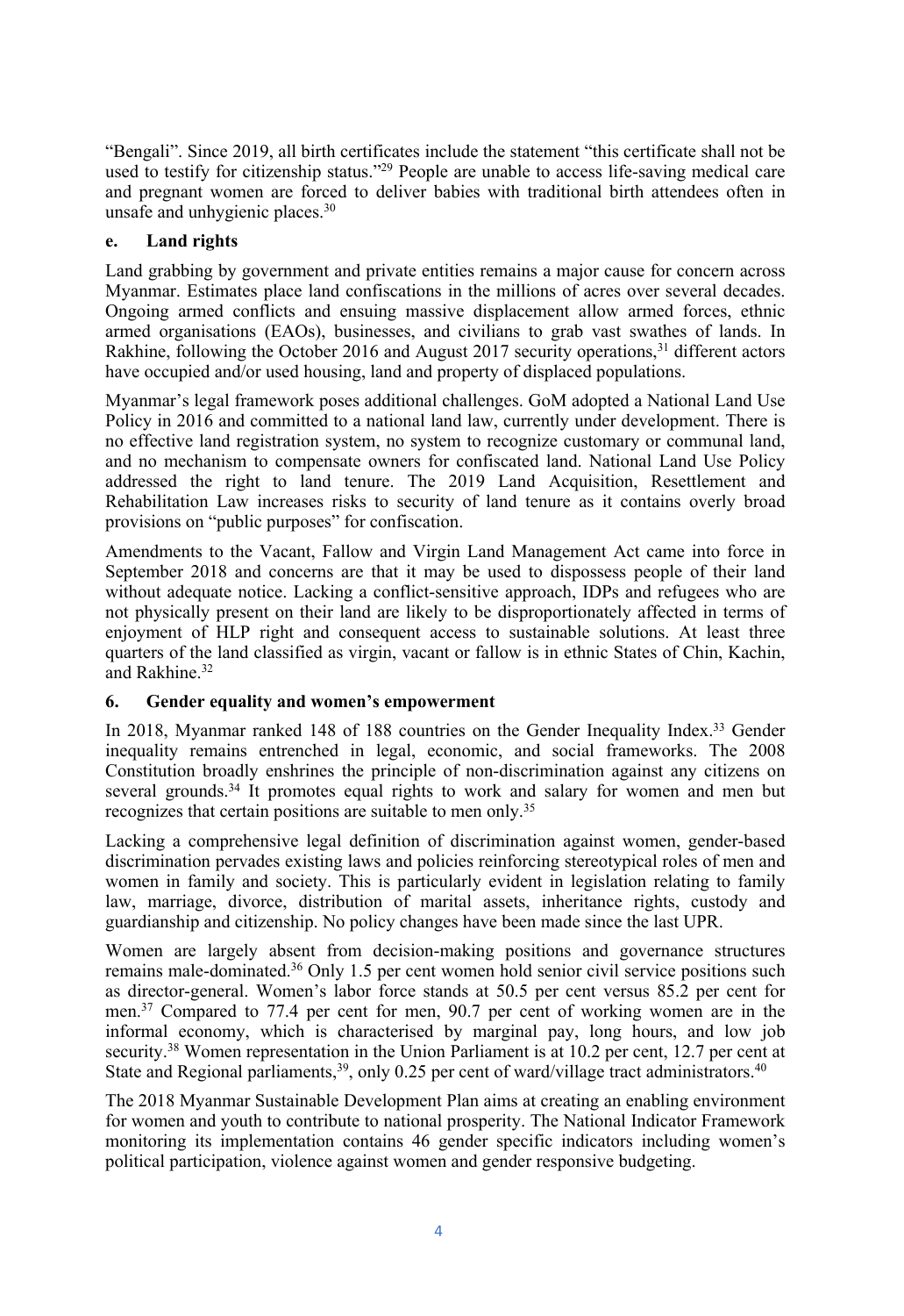"Bengali". Since 2019, all birth certificates include the statement "this certificate shall not be used to testify for citizenship status."[29] People are unable to access life-saving medical care and pregnant women are forced to deliver babies with traditional birth attendees often in unsafe and unhygienic places.[30]

### e. Land rights

Land grabbing by government and private entities remains a major cause for concern across Myanmar. Estimates place land confiscations in the millions of acres over several decades. Ongoing armed conflicts and ensuing massive displacement allow armed forces, ethnic armed organisations (EAOs), businesses, and civilians to grab vast swathes of lands. In Rakhine, following the October 2016 and August 2017 security operations,[31] different actors have occupied and/or used housing, land and property of displaced populations.

Myanmar's legal framework poses additional challenges. GoM adopted a National Land Use Policy in 2016 and committed to a national land law, currently under development. There is no effective land registration system, no system to recognize customary or communal land, and no mechanism to compensate owners for confiscated land. National Land Use Policy addressed the right to land tenure. The 2019 Land Acquisition, Resettlement and Rehabilitation Law increases risks to security of land tenure as it contains overly broad provisions on "public purposes" for confiscation.

Amendments to the Vacant, Fallow and Virgin Land Management Act came into force in September 2018 and concerns are that it may be used to dispossess people of their land without adequate notice. Lacking a conflict-sensitive approach, IDPs and refugees who are not physically present on their land are likely to be disproportionately affected in terms of enjoyment of HLP right and consequent access to sustainable solutions. At least three quarters of the land classified as virgin, vacant or fallow is in ethnic States of Chin, Kachin, and Rakhine.[32]

## 6. Gender equality and women's empowerment

In 2018, Myanmar ranked 148 of 188 countries on the Gender Inequality Index.[33] Gender inequality remains entrenched in legal, economic, and social frameworks. The 2008 Constitution broadly enshrines the principle of non-discrimination against any citizens on several grounds.[34] It promotes equal rights to work and salary for women and men but recognizes that certain positions are suitable to men only.[35]

Lacking a comprehensive legal definition of discrimination against women, gender-based discrimination pervades existing laws and policies reinforcing stereotypical roles of men and women in family and society. This is particularly evident in legislation relating to family law, marriage, divorce, distribution of marital assets, inheritance rights, custody and guardianship and citizenship. No policy changes have been made since the last UPR.

Women are largely absent from decision-making positions and governance structures remains male-dominated.[36] Only 1.5 per cent women hold senior civil service positions such as director-general. Women's labor force stands at 50.5 per cent versus 85.2 per cent for men.[37] Compared to 77.4 per cent for men, 90.7 per cent of working women are in the informal economy, which is characterised by marginal pay, long hours, and low job security.[38] Women representation in the Union Parliament is at 10.2 per cent, 12.7 per cent at State and Regional parliaments,[39], only 0.25 per cent of ward/village tract administrators.[40]

The 2018 Myanmar Sustainable Development Plan aims at creating an enabling environment for women and youth to contribute to national prosperity. The National Indicator Framework monitoring its implementation contains 46 gender specific indicators including women's political participation, violence against women and gender responsive budgeting.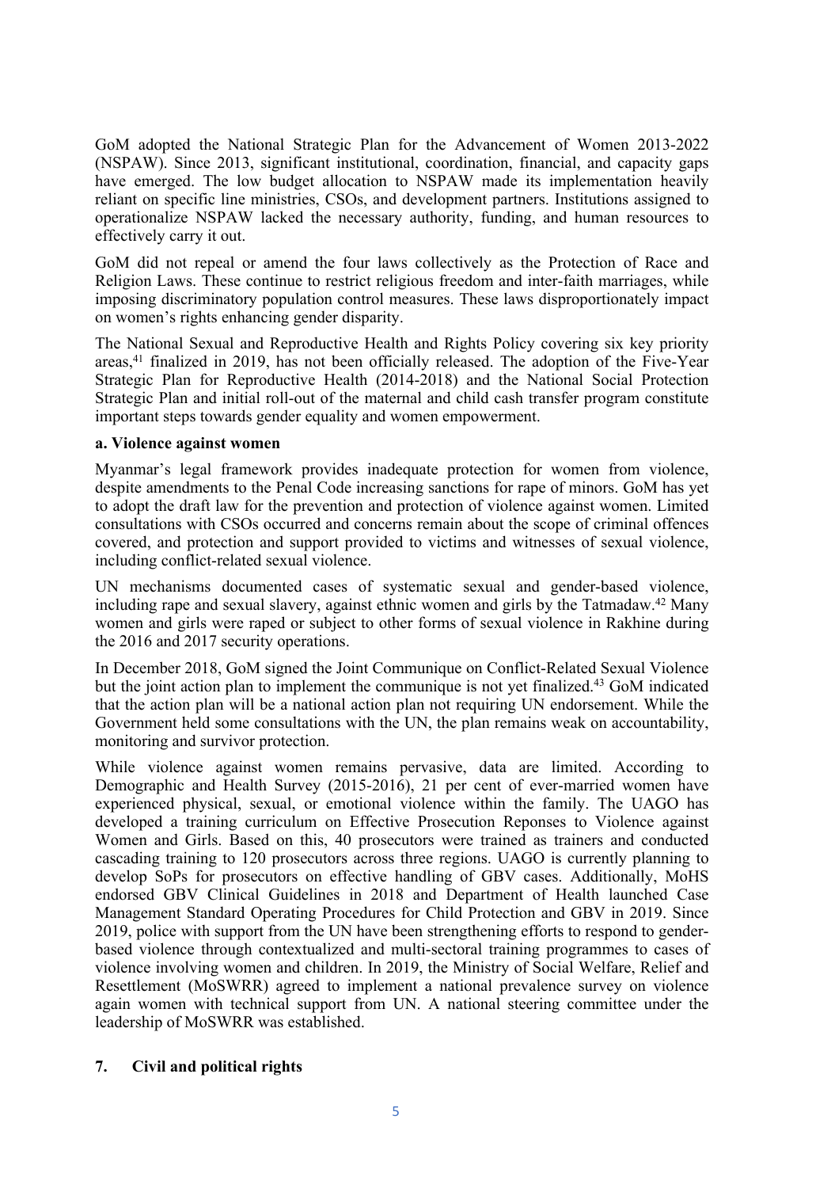GoM adopted the National Strategic Plan for the Advancement of Women 2013-2022 (NSPAW). Since 2013, significant institutional, coordination, financial, and capacity gaps have emerged. The low budget allocation to NSPAW made its implementation heavily reliant on specific line ministries, CSOs, and development partners. Institutions assigned to operationalize NSPAW lacked the necessary authority, funding, and human resources to effectively carry it out.

GoM did not repeal or amend the four laws collectively as the Protection of Race and Religion Laws. These continue to restrict religious freedom and inter-faith marriages, while imposing discriminatory population control measures. These laws disproportionately impact on women's rights enhancing gender disparity.

The National Sexual and Reproductive Health and Rights Policy covering six key priority areas,[41] finalized in 2019, has not been officially released. The adoption of the Five-Year Strategic Plan for Reproductive Health (2014-2018) and the National Social Protection Strategic Plan and initial roll-out of the maternal and child cash transfer program constitute important steps towards gender equality and women empowerment.

**a. Violence against women**

Myanmar's legal framework provides inadequate protection for women from violence, despite amendments to the Penal Code increasing sanctions for rape of minors. GoM has yet to adopt the draft law for the prevention and protection of violence against women. Limited consultations with CSOs occurred and concerns remain about the scope of criminal offences covered, and protection and support provided to victims and witnesses of sexual violence, including conflict-related sexual violence.

UN mechanisms documented cases of systematic sexual and gender-based violence, including rape and sexual slavery, against ethnic women and girls by the Tatmadaw.[42] Many women and girls were raped or subject to other forms of sexual violence in Rakhine during the 2016 and 2017 security operations.

In December 2018, GoM signed the Joint Communique on Conflict-Related Sexual Violence but the joint action plan to implement the communique is not yet finalized.[43] GoM indicated that the action plan will be a national action plan not requiring UN endorsement. While the Government held some consultations with the UN, the plan remains weak on accountability, monitoring and survivor protection.

While violence against women remains pervasive, data are limited. According to Demographic and Health Survey (2015-2016), 21 per cent of ever-married women have experienced physical, sexual, or emotional violence within the family. The UAGO has developed a training curriculum on Effective Prosecution Reponses to Violence against Women and Girls. Based on this, 40 prosecutors were trained as trainers and conducted cascading training to 120 prosecutors across three regions. UAGO is currently planning to develop SoPs for prosecutors on effective handling of GBV cases. Additionally, MoHS endorsed GBV Clinical Guidelines in 2018 and Department of Health launched Case Management Standard Operating Procedures for Child Protection and GBV in 2019. Since 2019, police with support from the UN have been strengthening efforts to respond to gender-based violence through contextualized and multi-sectoral training programmes to cases of violence involving women and children. In 2019, the Ministry of Social Welfare, Relief and Resettlement (MoSWRR) agreed to implement a national prevalence survey on violence again women with technical support from UN. A national steering committee under the leadership of MoSWRR was established.

## 7. Civil and political rights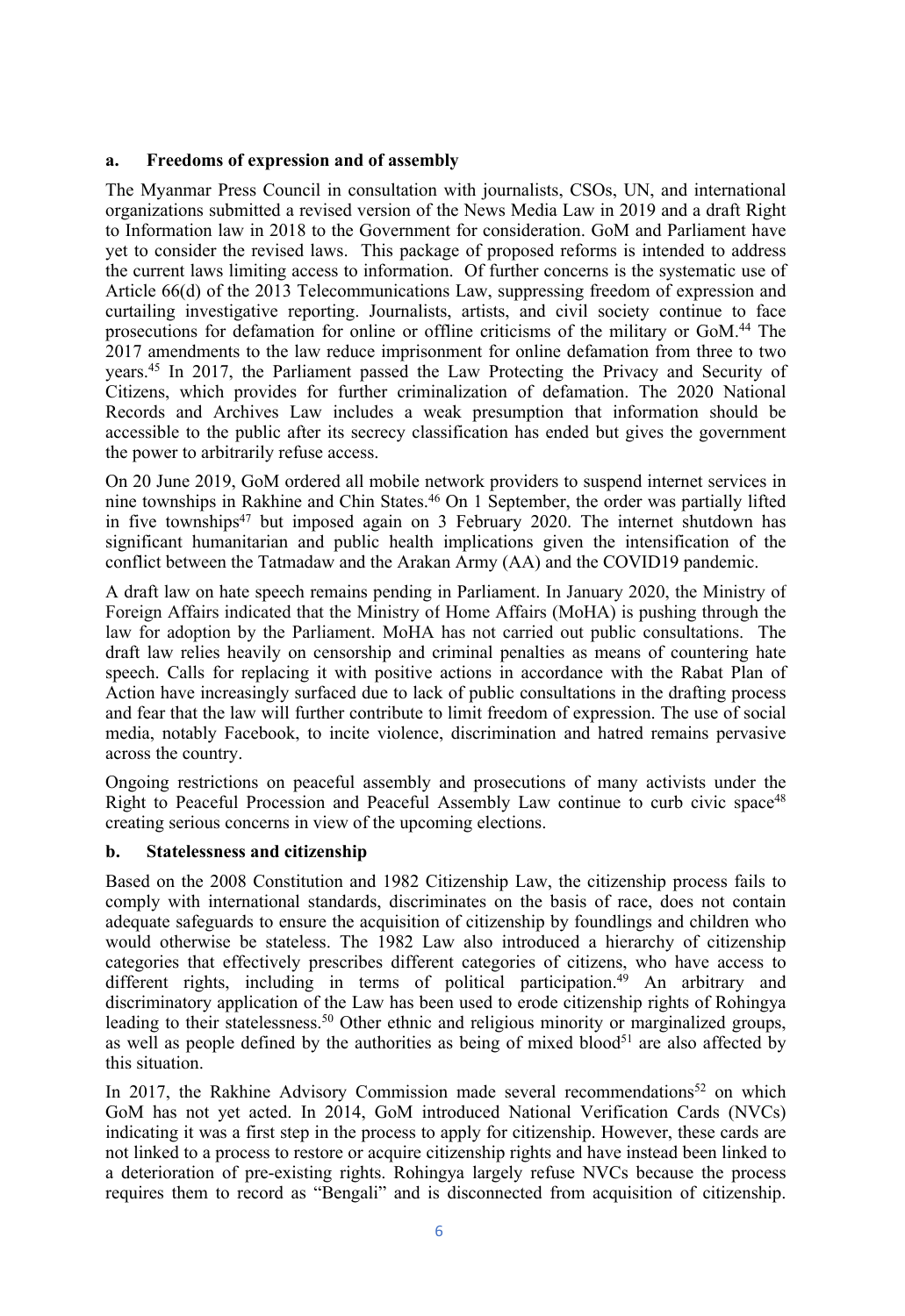### a. Freedoms of expression and of assembly

The Myanmar Press Council in consultation with journalists, CSOs, UN, and international organizations submitted a revised version of the News Media Law in 2019 and a draft Right to Information law in 2018 to the Government for consideration. GoM and Parliament have yet to consider the revised laws. This package of proposed reforms is intended to address the current laws limiting access to information. Of further concerns is the systematic use of Article 66(d) of the 2013 Telecommunications Law, suppressing freedom of expression and curtailing investigative reporting. Journalists, artists, and civil society continue to face prosecutions for defamation for online or offline criticisms of the military or GoM.[44] The 2017 amendments to the law reduce imprisonment for online defamation from three to two years.[45] In 2017, the Parliament passed the Law Protecting the Privacy and Security of Citizens, which provides for further criminalization of defamation. The 2020 National Records and Archives Law includes a weak presumption that information should be accessible to the public after its secrecy classification has ended but gives the government the power to arbitrarily refuse access.

On 20 June 2019, GoM ordered all mobile network providers to suspend internet services in nine townships in Rakhine and Chin States.[46] On 1 September, the order was partially lifted in five townships[47] but imposed again on 3 February 2020. The internet shutdown has significant humanitarian and public health implications given the intensification of the conflict between the Tatmadaw and the Arakan Army (AA) and the COVID19 pandemic.

A draft law on hate speech remains pending in Parliament. In January 2020, the Ministry of Foreign Affairs indicated that the Ministry of Home Affairs (MoHA) is pushing through the law for adoption by the Parliament. MoHA has not carried out public consultations. The draft law relies heavily on censorship and criminal penalties as means of countering hate speech. Calls for replacing it with positive actions in accordance with the Rabat Plan of Action have increasingly surfaced due to lack of public consultations in the drafting process and fear that the law will further contribute to limit freedom of expression. The use of social media, notably Facebook, to incite violence, discrimination and hatred remains pervasive across the country.

Ongoing restrictions on peaceful assembly and prosecutions of many activists under the Right to Peaceful Procession and Peaceful Assembly Law continue to curb civic space[48] creating serious concerns in view of the upcoming elections.

### b. Statelessness and citizenship

Based on the 2008 Constitution and 1982 Citizenship Law, the citizenship process fails to comply with international standards, discriminates on the basis of race, does not contain adequate safeguards to ensure the acquisition of citizenship by foundlings and children who would otherwise be stateless. The 1982 Law also introduced a hierarchy of citizenship categories that effectively prescribes different categories of citizens, who have access to different rights, including in terms of political participation.[49] An arbitrary and discriminatory application of the Law has been used to erode citizenship rights of Rohingya leading to their statelessness.[50] Other ethnic and religious minority or marginalized groups, as well as people defined by the authorities as being of mixed blood[51] are also affected by this situation.

In 2017, the Rakhine Advisory Commission made several recommendations[52] on which GoM has not yet acted. In 2014, GoM introduced National Verification Cards (NVCs) indicating it was a first step in the process to apply for citizenship. However, these cards are not linked to a process to restore or acquire citizenship rights and have instead been linked to a deterioration of pre-existing rights. Rohingya largely refuse NVCs because the process requires them to record as "Bengali" and is disconnected from acquisition of citizenship.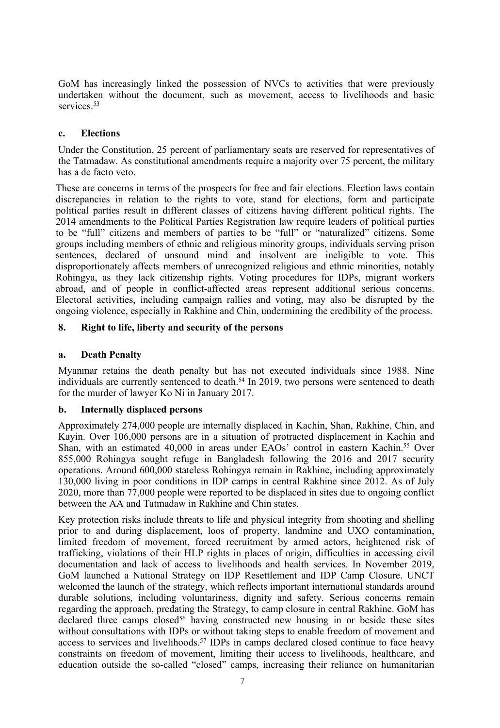GoM has increasingly linked the possession of NVCs to activities that were previously undertaken without the document, such as movement, access to livelihoods and basic services.[53]

### c. Elections

Under the Constitution, 25 percent of parliamentary seats are reserved for representatives of the Tatmadaw. As constitutional amendments require a majority over 75 percent, the military has a de facto veto.

These are concerns in terms of the prospects for free and fair elections. Election laws contain discrepancies in relation to the rights to vote, stand for elections, form and participate political parties result in different classes of citizens having different political rights. The 2014 amendments to the Political Parties Registration law require leaders of political parties to be "full" citizens and members of parties to be "full" or "naturalized" citizens. Some groups including members of ethnic and religious minority groups, individuals serving prison sentences, declared of unsound mind and insolvent are ineligible to vote. This disproportionately affects members of unrecognized religious and ethnic minorities, notably Rohingya, as they lack citizenship rights. Voting procedures for IDPs, migrant workers abroad, and of people in conflict-affected areas represent additional serious concerns. Electoral activities, including campaign rallies and voting, may also be disrupted by the ongoing violence, especially in Rakhine and Chin, undermining the credibility of the process.

## 8. Right to life, liberty and security of the persons

### a. Death Penalty

Myanmar retains the death penalty but has not executed individuals since 1988. Nine individuals are currently sentenced to death.[54] In 2019, two persons were sentenced to death for the murder of lawyer Ko Ni in January 2017.

### b. Internally displaced persons

Approximately 274,000 people are internally displaced in Kachin, Shan, Rakhine, Chin, and Kayin. Over 106,000 persons are in a situation of protracted displacement in Kachin and Shan, with an estimated 40,000 in areas under EAOs' control in eastern Kachin.[55] Over 855,000 Rohingya sought refuge in Bangladesh following the 2016 and 2017 security operations. Around 600,000 stateless Rohingya remain in Rakhine, including approximately 130,000 living in poor conditions in IDP camps in central Rakhine since 2012. As of July 2020, more than 77,000 people were reported to be displaced in sites due to ongoing conflict between the AA and Tatmadaw in Rakhine and Chin states.

Key protection risks include threats to life and physical integrity from shooting and shelling prior to and during displacement, loos of property, landmine and UXO contamination, limited freedom of movement, forced recruitment by armed actors, heightened risk of trafficking, violations of their HLP rights in places of origin, difficulties in accessing civil documentation and lack of access to livelihoods and health services. In November 2019, GoM launched a National Strategy on IDP Resettlement and IDP Camp Closure. UNCT welcomed the launch of the strategy, which reflects important international standards around durable solutions, including voluntariness, dignity and safety. Serious concerns remain regarding the approach, predating the Strategy, to camp closure in central Rakhine. GoM has declared three camps closed[56] having constructed new housing in or beside these sites without consultations with IDPs or without taking steps to enable freedom of movement and access to services and livelihoods.[57] IDPs in camps declared closed continue to face heavy constraints on freedom of movement, limiting their access to livelihoods, healthcare, and education outside the so-called "closed" camps, increasing their reliance on humanitarian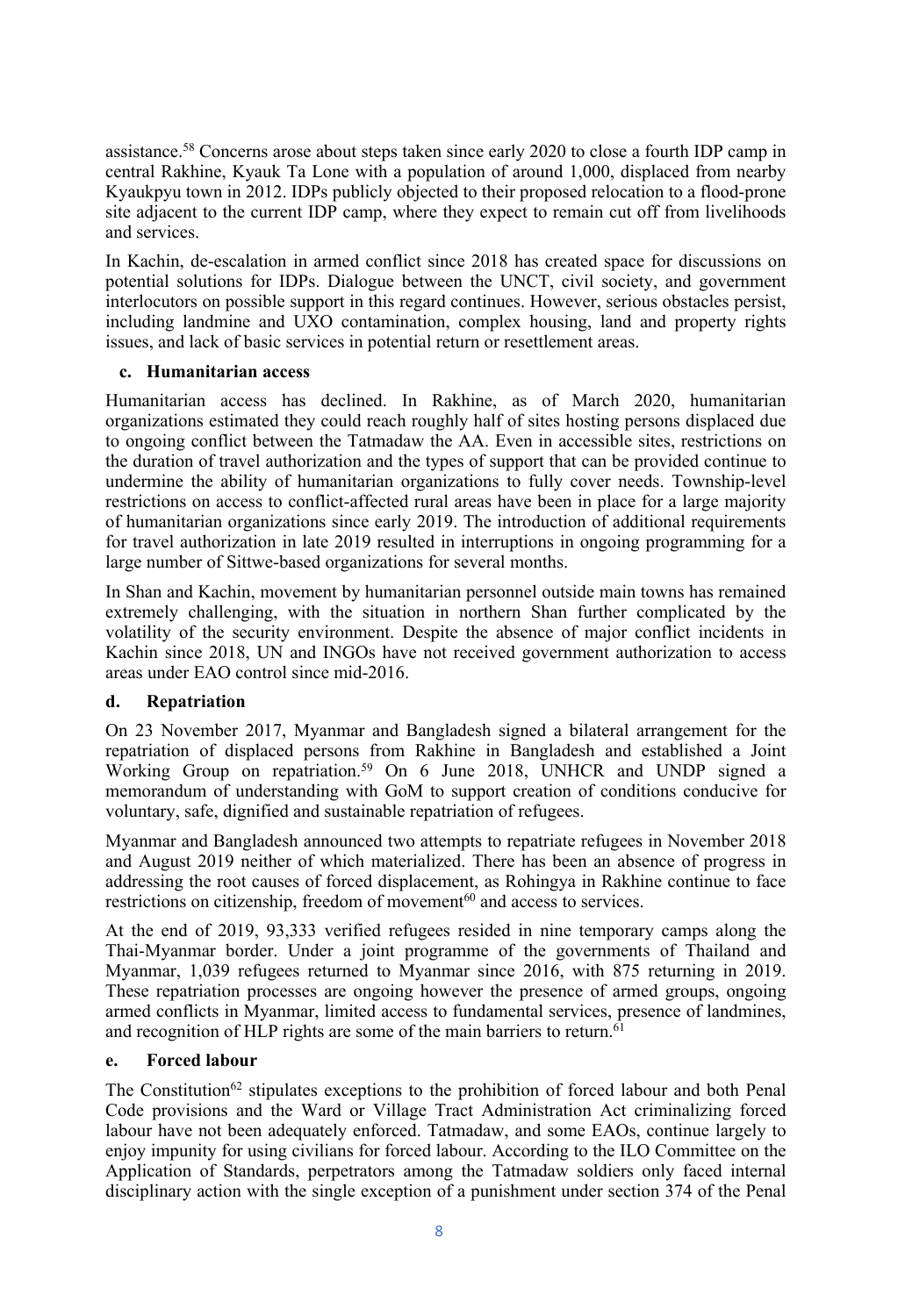assistance.[58] Concerns arose about steps taken since early 2020 to close a fourth IDP camp in central Rakhine, Kyauk Ta Lone with a population of around 1,000, displaced from nearby Kyaukpyu town in 2012. IDPs publicly objected to their proposed relocation to a flood-prone site adjacent to the current IDP camp, where they expect to remain cut off from livelihoods and services.

In Kachin, de-escalation in armed conflict since 2018 has created space for discussions on potential solutions for IDPs. Dialogue between the UNCT, civil society, and government interlocutors on possible support in this regard continues. However, serious obstacles persist, including landmine and UXO contamination, complex housing, land and property rights issues, and lack of basic services in potential return or resettlement areas.

### c. Humanitarian access

Humanitarian access has declined. In Rakhine, as of March 2020, humanitarian organizations estimated they could reach roughly half of sites hosting persons displaced due to ongoing conflict between the Tatmadaw the AA. Even in accessible sites, restrictions on the duration of travel authorization and the types of support that can be provided continue to undermine the ability of humanitarian organizations to fully cover needs. Township-level restrictions on access to conflict-affected rural areas have been in place for a large majority of humanitarian organizations since early 2019. The introduction of additional requirements for travel authorization in late 2019 resulted in interruptions in ongoing programming for a large number of Sittwe-based organizations for several months.

In Shan and Kachin, movement by humanitarian personnel outside main towns has remained extremely challenging, with the situation in northern Shan further complicated by the volatility of the security environment. Despite the absence of major conflict incidents in Kachin since 2018, UN and INGOs have not received government authorization to access areas under EAO control since mid-2016.

### d. Repatriation

On 23 November 2017, Myanmar and Bangladesh signed a bilateral arrangement for the repatriation of displaced persons from Rakhine in Bangladesh and established a Joint Working Group on repatriation.[59] On 6 June 2018, UNHCR and UNDP signed a memorandum of understanding with GoM to support creation of conditions conducive for voluntary, safe, dignified and sustainable repatriation of refugees.

Myanmar and Bangladesh announced two attempts to repatriate refugees in November 2018 and August 2019 neither of which materialized. There has been an absence of progress in addressing the root causes of forced displacement, as Rohingya in Rakhine continue to face restrictions on citizenship, freedom of movement[60] and access to services.

At the end of 2019, 93,333 verified refugees resided in nine temporary camps along the Thai-Myanmar border. Under a joint programme of the governments of Thailand and Myanmar, 1,039 refugees returned to Myanmar since 2016, with 875 returning in 2019. These repatriation processes are ongoing however the presence of armed groups, ongoing armed conflicts in Myanmar, limited access to fundamental services, presence of landmines, and recognition of HLP rights are some of the main barriers to return.[61]

### e. Forced labour

The Constitution[62] stipulates exceptions to the prohibition of forced labour and both Penal Code provisions and the Ward or Village Tract Administration Act criminalizing forced labour have not been adequately enforced. Tatmadaw, and some EAOs, continue largely to enjoy impunity for using civilians for forced labour. According to the ILO Committee on the Application of Standards, perpetrators among the Tatmadaw soldiers only faced internal disciplinary action with the single exception of a punishment under section 374 of the Penal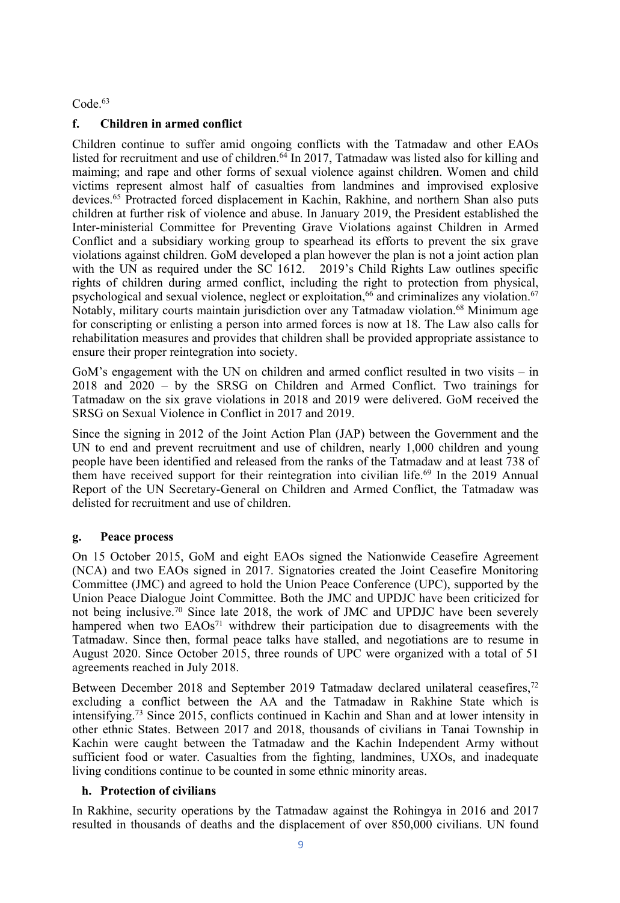Code.[63]

### f. Children in armed conflict

Children continue to suffer amid ongoing conflicts with the Tatmadaw and other EAOs listed for recruitment and use of children.[64] In 2017, Tatmadaw was listed also for killing and maiming; and rape and other forms of sexual violence against children. Women and child victims represent almost half of casualties from landmines and improvised explosive devices.[65] Protracted forced displacement in Kachin, Rakhine, and northern Shan also puts children at further risk of violence and abuse. In January 2019, the President established the Inter-ministerial Committee for Preventing Grave Violations against Children in Armed Conflict and a subsidiary working group to spearhead its efforts to prevent the six grave violations against children. GoM developed a plan however the plan is not a joint action plan with the UN as required under the SC 1612. 2019's Child Rights Law outlines specific rights of children during armed conflict, including the right to protection from physical, psychological and sexual violence, neglect or exploitation,[66] and criminalizes any violation.[67] Notably, military courts maintain jurisdiction over any Tatmadaw violation.[68] Minimum age for conscripting or enlisting a person into armed forces is now at 18. The Law also calls for rehabilitation measures and provides that children shall be provided appropriate assistance to ensure their proper reintegration into society.

GoM's engagement with the UN on children and armed conflict resulted in two visits – in 2018 and 2020 – by the SRSG on Children and Armed Conflict. Two trainings for Tatmadaw on the six grave violations in 2018 and 2019 were delivered. GoM received the SRSG on Sexual Violence in Conflict in 2017 and 2019.

Since the signing in 2012 of the Joint Action Plan (JAP) between the Government and the UN to end and prevent recruitment and use of children, nearly 1,000 children and young people have been identified and released from the ranks of the Tatmadaw and at least 738 of them have received support for their reintegration into civilian life.[69] In the 2019 Annual Report of the UN Secretary-General on Children and Armed Conflict, the Tatmadaw was delisted for recruitment and use of children.

### g. Peace process

On 15 October 2015, GoM and eight EAOs signed the Nationwide Ceasefire Agreement (NCA) and two EAOs signed in 2017. Signatories created the Joint Ceasefire Monitoring Committee (JMC) and agreed to hold the Union Peace Conference (UPC), supported by the Union Peace Dialogue Joint Committee. Both the JMC and UPDJC have been criticized for not being inclusive.[70] Since late 2018, the work of JMC and UPDJC have been severely hampered when two EAOs[71] withdrew their participation due to disagreements with the Tatmadaw. Since then, formal peace talks have stalled, and negotiations are to resume in August 2020. Since October 2015, three rounds of UPC were organized with a total of 51 agreements reached in July 2018.

Between December 2018 and September 2019 Tatmadaw declared unilateral ceasefires,[72] excluding a conflict between the AA and the Tatmadaw in Rakhine State which is intensifying.[73] Since 2015, conflicts continued in Kachin and Shan and at lower intensity in other ethnic States. Between 2017 and 2018, thousands of civilians in Tanai Township in Kachin were caught between the Tatmadaw and the Kachin Independent Army without sufficient food or water. Casualties from the fighting, landmines, UXOs, and inadequate living conditions continue to be counted in some ethnic minority areas.

### h. Protection of civilians

In Rakhine, security operations by the Tatmadaw against the Rohingya in 2016 and 2017 resulted in thousands of deaths and the displacement of over 850,000 civilians. UN found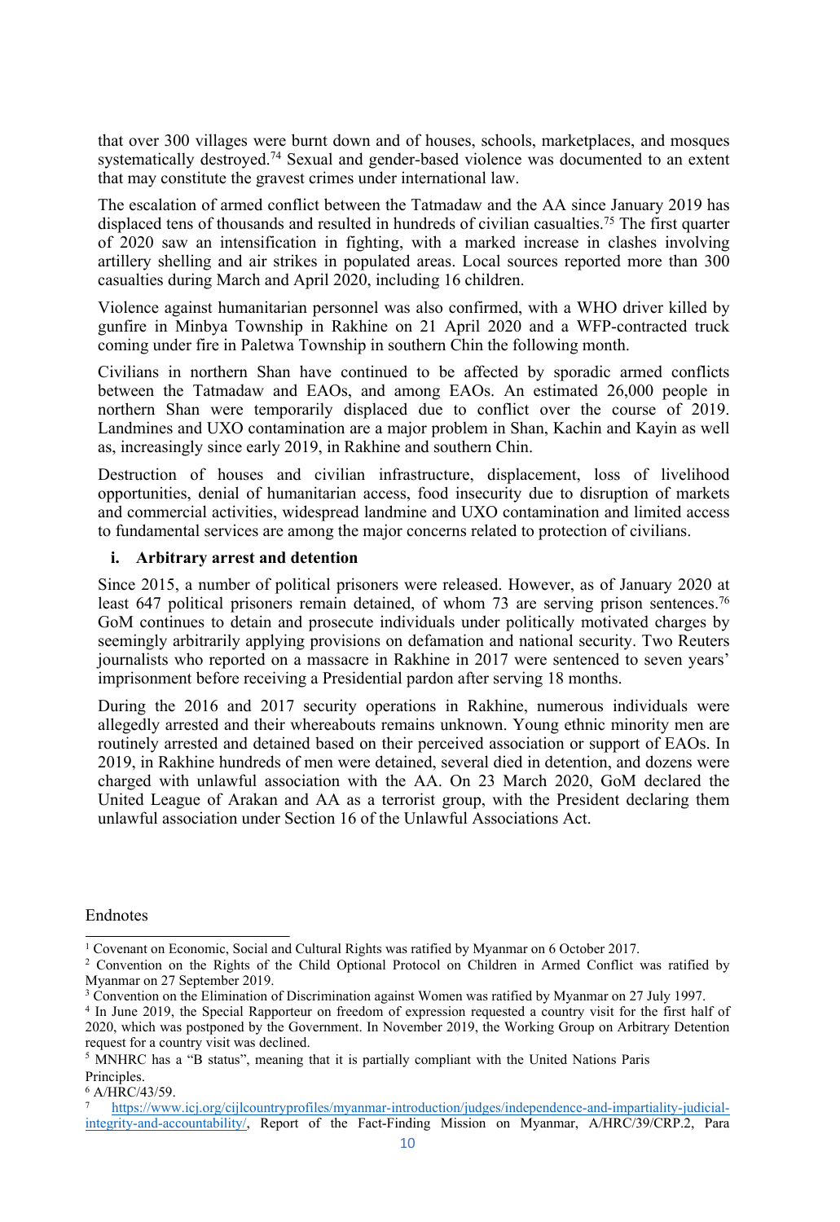that over 300 villages were burnt down and of houses, schools, marketplaces, and mosques systematically destroyed.[74] Sexual and gender-based violence was documented to an extent that may constitute the gravest crimes under international law.

The escalation of armed conflict between the Tatmadaw and the AA since January 2019 has displaced tens of thousands and resulted in hundreds of civilian casualties.[75] The first quarter of 2020 saw an intensification in fighting, with a marked increase in clashes involving artillery shelling and air strikes in populated areas. Local sources reported more than 300 casualties during March and April 2020, including 16 children.

Violence against humanitarian personnel was also confirmed, with a WHO driver killed by gunfire in Minbya Township in Rakhine on 21 April 2020 and a WFP-contracted truck coming under fire in Paletwa Township in southern Chin the following month.

Civilians in northern Shan have continued to be affected by sporadic armed conflicts between the Tatmadaw and EAOs, and among EAOs. An estimated 26,000 people in northern Shan were temporarily displaced due to conflict over the course of 2019. Landmines and UXO contamination are a major problem in Shan, Kachin and Kayin as well as, increasingly since early 2019, in Rakhine and southern Chin.

Destruction of houses and civilian infrastructure, displacement, loss of livelihood opportunities, denial of humanitarian access, food insecurity due to disruption of markets and commercial activities, widespread landmine and UXO contamination and limited access to fundamental services are among the major concerns related to protection of civilians.

### i. Arbitrary arrest and detention

Since 2015, a number of political prisoners were released. However, as of January 2020 at least 647 political prisoners remain detained, of whom 73 are serving prison sentences.[76] GoM continues to detain and prosecute individuals under politically motivated charges by seemingly arbitrarily applying provisions on defamation and national security. Two Reuters journalists who reported on a massacre in Rakhine in 2017 were sentenced to seven years' imprisonment before receiving a Presidential pardon after serving 18 months.

During the 2016 and 2017 security operations in Rakhine, numerous individuals were allegedly arrested and their whereabouts remains unknown. Young ethnic minority men are routinely arrested and detained based on their perceived association or support of EAOs. In 2019, in Rakhine hundreds of men were detained, several died in detention, and dozens were charged with unlawful association with the AA. On 23 March 2020, GoM declared the United League of Arakan and AA as a terrorist group, with the President declaring them unlawful association under Section 16 of the Unlawful Associations Act.

Endnotes

[1] Covenant on Economic, Social and Cultural Rights was ratified by Myanmar on 6 October 2017.

[2] Convention on the Rights of the Child Optional Protocol on Children in Armed Conflict was ratified by Myanmar on 27 September 2019.

[3] Convention on the Elimination of Discrimination against Women was ratified by Myanmar on 27 July 1997.

[4] In June 2019, the Special Rapporteur on freedom of expression requested a country visit for the first half of 2020, which was postponed by the Government. In November 2019, the Working Group on Arbitrary Detention request for a country visit was declined.

[5] MNHRC has a "B status", meaning that it is partially compliant with the United Nations Paris Principles.

[6] A/HRC/43/59.

[7] https://www.icj.org/cijlcountryprofiles/myanmar-introduction/judges/independence-and-impartiality-judicial-integrity-and-accountability/, Report of the Fact-Finding Mission on Myanmar, A/HRC/39/CRP.2, Para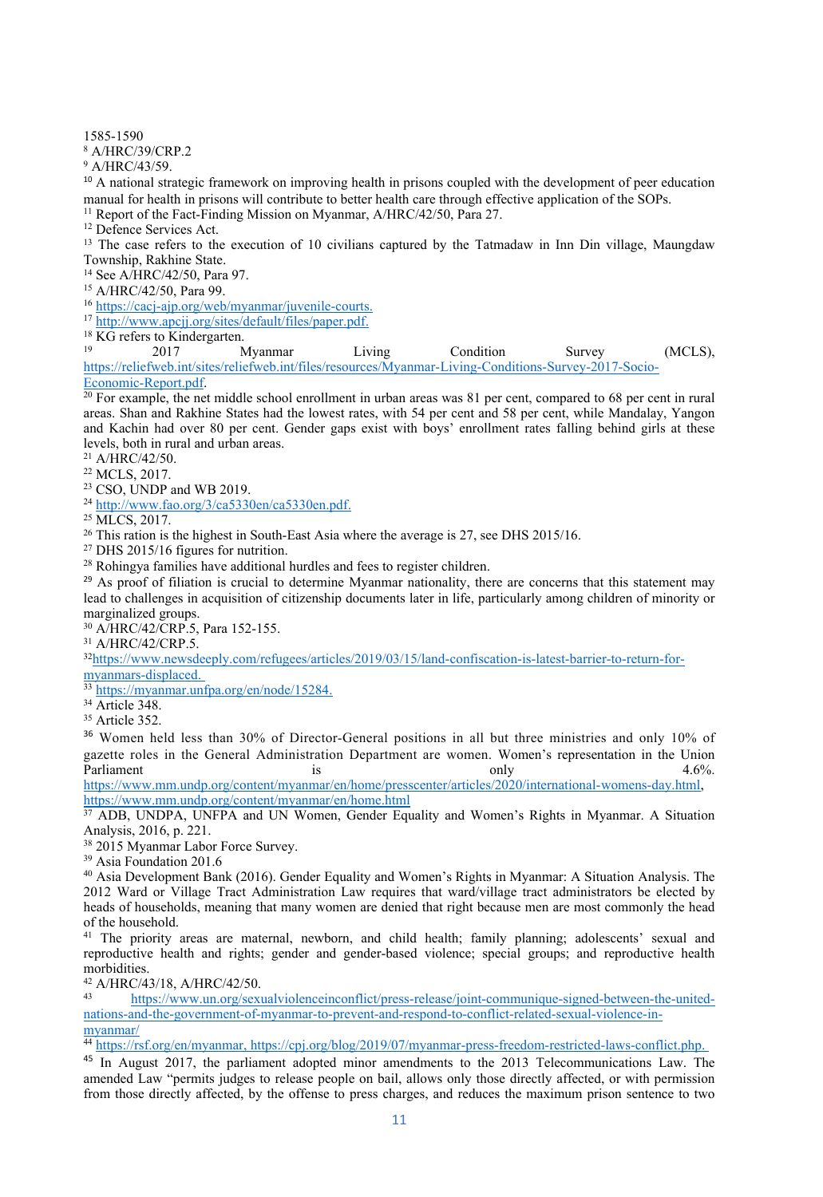1585-1590

[8] A/HRC/39/CRP.2

[9] A/HRC/43/59.

[10] A national strategic framework on improving health in prisons coupled with the development of peer education manual for health in prisons will contribute to better health care through effective application of the SOPs.

[11] Report of the Fact-Finding Mission on Myanmar, A/HRC/42/50, Para 27.

[12] Defence Services Act.

[13] The case refers to the execution of 10 civilians captured by the Tatmadaw in Inn Din village, Maungdaw Township, Rakhine State.

[14] See A/HRC/42/50, Para 97.

[15] A/HRC/42/50, Para 99.

[16] https://cacj-ajp.org/web/myanmar/juvenile-courts.

[17] http://www.apcjj.org/sites/default/files/paper.pdf.

[18] KG refers to Kindergarten.

[19] 2017 Myanmar Living Condition Survey (MCLS), https://reliefweb.int/sites/reliefweb.int/files/resources/Myanmar-Living-Conditions-Survey-2017-Socio-Economic-Report.pdf.

[20] For example, the net middle school enrollment in urban areas was 81 per cent, compared to 68 per cent in rural areas. Shan and Rakhine States had the lowest rates, with 54 per cent and 58 per cent, while Mandalay, Yangon and Kachin had over 80 per cent. Gender gaps exist with boys' enrollment rates falling behind girls at these levels, both in rural and urban areas.

[21] A/HRC/42/50.

[22] MCLS, 2017.

[23] CSO, UNDP and WB 2019.

[24] http://www.fao.org/3/ca5330en/ca5330en.pdf.

[25] MLCS, 2017.

[26] This ration is the highest in South-East Asia where the average is 27, see DHS 2015/16.

[27] DHS 2015/16 figures for nutrition.

[28] Rohingya families have additional hurdles and fees to register children.

[29] As proof of filiation is crucial to determine Myanmar nationality, there are concerns that this statement may lead to challenges in acquisition of citizenship documents later in life, particularly among children of minority or marginalized groups.

[30] A/HRC/42/CRP.5, Para 152-155.

[31] A/HRC/42/CRP.5.

[32] https://www.newsdeeply.com/refugees/articles/2019/03/15/land-confiscation-is-latest-barrier-to-return-for-myanmars-displaced.

[33] https://myanmar.unfpa.org/en/node/15284.

[34] Article 348.

[35] Article 352.

[36] Women held less than 30% of Director-General positions in all but three ministries and only 10% of gazette roles in the General Administration Department are women. Women's representation in the Union Parliament is only 4.6%. https://www.mm.undp.org/content/myanmar/en/home/presscenter/articles/2020/international-womens-day.html, https://www.mm.undp.org/content/myanmar/en/home.html

[37] ADB, UNDPA, UNFPA and UN Women, Gender Equality and Women's Rights in Myanmar. A Situation Analysis, 2016, p. 221.

[38] 2015 Myanmar Labor Force Survey.

[39] Asia Foundation 201.6

[40] Asia Development Bank (2016). Gender Equality and Women's Rights in Myanmar: A Situation Analysis. The 2012 Ward or Village Tract Administration Law requires that ward/village tract administrators be elected by heads of households, meaning that many women are denied that right because men are most commonly the head of the household.

[41] The priority areas are maternal, newborn, and child health; family planning; adolescents' sexual and reproductive health and rights; gender and gender-based violence; special groups; and reproductive health morbidities.

[42] A/HRC/43/18, A/HRC/42/50.

[43] https://www.un.org/sexualviolenceinconflict/press-release/joint-communique-signed-between-the-united-nations-and-the-government-of-myanmar-to-prevent-and-respond-to-conflict-related-sexual-violence-in-myanmar/

[44] https://rsf.org/en/myanmar, https://cpj.org/blog/2019/07/myanmar-press-freedom-restricted-laws-conflict.php.

[45] In August 2017, the parliament adopted minor amendments to the 2013 Telecommunications Law. The amended Law "permits judges to release people on bail, allows only those directly affected, or with permission from those directly affected, by the offense to press charges, and reduces the maximum prison sentence to two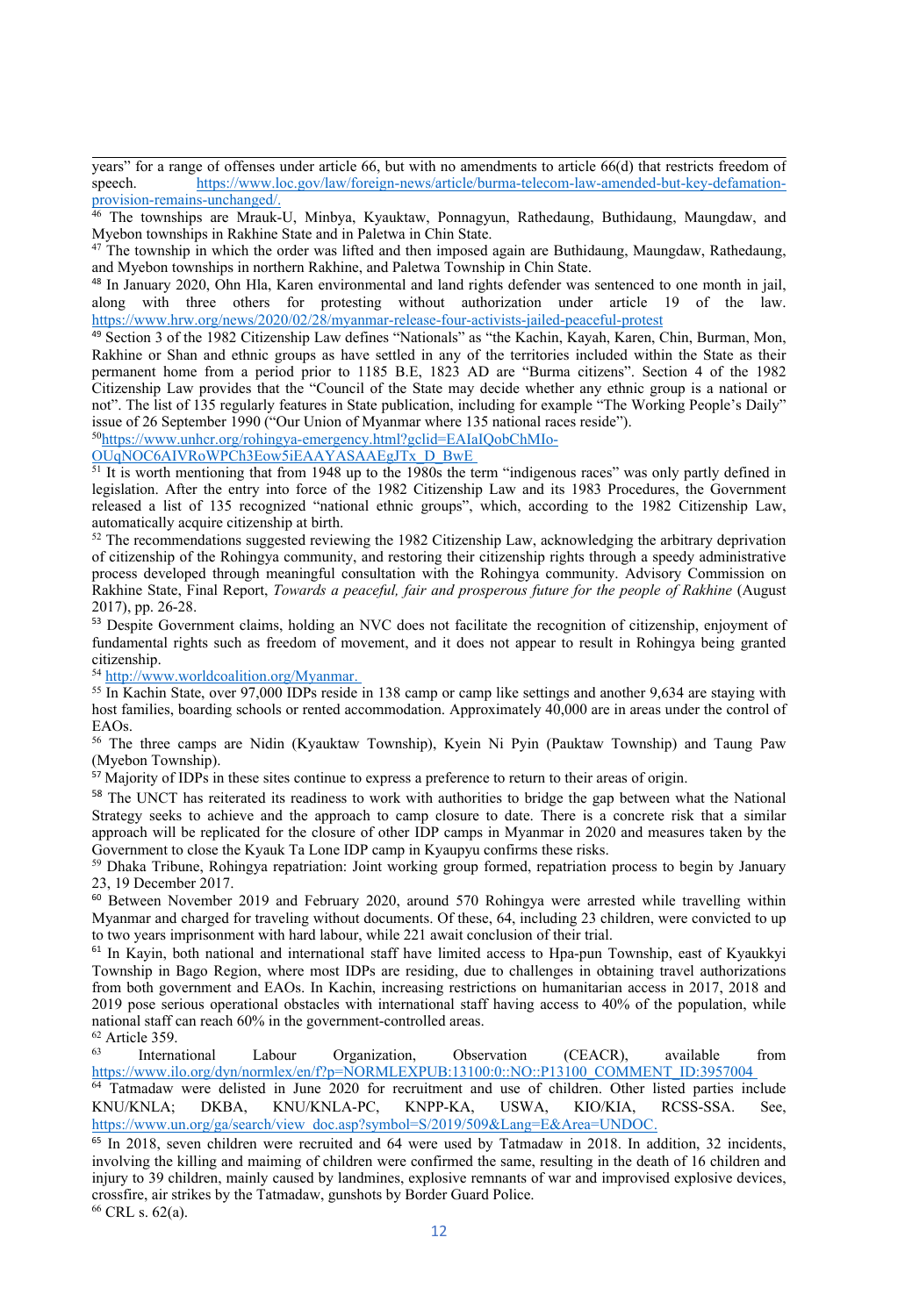years" for a range of offenses under article 66, but with no amendments to article 66(d) that restricts freedom of speech. https://www.loc.gov/law/foreign-news/article/burma-telecom-law-amended-but-key-defamation-provision-remains-unchanged/.

[46] The townships are Mrauk-U, Minbya, Kyauktaw, Ponnagyun, Rathedaung, Buthidaung, Maungdaw, and Myebon townships in Rakhine State and in Paletwa in Chin State.

[47] The township in which the order was lifted and then imposed again are Buthidaung, Maungdaw, Rathedaung, and Myebon townships in northern Rakhine, and Paletwa Township in Chin State.

[48] In January 2020, Ohn Hla, Karen environmental and land rights defender was sentenced to one month in jail, along with three others for protesting without authorization under article 19 of the law. https://www.hrw.org/news/2020/02/28/myanmar-release-four-activists-jailed-peaceful-protest

[49] Section 3 of the 1982 Citizenship Law defines "Nationals" as "the Kachin, Kayah, Karen, Chin, Burman, Mon, Rakhine or Shan and ethnic groups as have settled in any of the territories included within the State as their permanent home from a period prior to 1185 B.E, 1823 AD are "Burma citizens". Section 4 of the 1982 Citizenship Law provides that the "Council of the State may decide whether any ethnic group is a national or not". The list of 135 regularly features in State publication, including for example "The Working People's Daily" issue of 26 September 1990 ("Our Union of Myanmar where 135 national races reside").

[50] https://www.unhcr.org/rohingya-emergency.html?gclid=EAIaIQobChMIo-OUqNOC6AIVRoWPCh3Eow5iEAAYASAAEgJTx_D_BwE

[51] It is worth mentioning that from 1948 up to the 1980s the term "indigenous races" was only partly defined in legislation. After the entry into force of the 1982 Citizenship Law and its 1983 Procedures, the Government released a list of 135 recognized "national ethnic groups", which, according to the 1982 Citizenship Law, automatically acquire citizenship at birth.

[52] The recommendations suggested reviewing the 1982 Citizenship Law, acknowledging the arbitrary deprivation of citizenship of the Rohingya community, and restoring their citizenship rights through a speedy administrative process developed through meaningful consultation with the Rohingya community. Advisory Commission on Rakhine State, Final Report, *Towards a peaceful, fair and prosperous future for the people of Rakhine* (August 2017), pp. 26-28.

[53] Despite Government claims, holding an NVC does not facilitate the recognition of citizenship, enjoyment of fundamental rights such as freedom of movement, and it does not appear to result in Rohingya being granted citizenship.

[54] http://www.worldcoalition.org/Myanmar.

[55] In Kachin State, over 97,000 IDPs reside in 138 camp or camp like settings and another 9,634 are staying with host families, boarding schools or rented accommodation. Approximately 40,000 are in areas under the control of EAOs.

[56] The three camps are Nidin (Kyauktaw Township), Kyein Ni Pyin (Pauktaw Township) and Taung Paw (Myebon Township).

[57] Majority of IDPs in these sites continue to express a preference to return to their areas of origin.

[58] The UNCT has reiterated its readiness to work with authorities to bridge the gap between what the National Strategy seeks to achieve and the approach to camp closure to date. There is a concrete risk that a similar approach will be replicated for the closure of other IDP camps in Myanmar in 2020 and measures taken by the Government to close the Kyauk Ta Lone IDP camp in Kyaupyu confirms these risks.

[59] Dhaka Tribune, Rohingya repatriation: Joint working group formed, repatriation process to begin by January 23, 19 December 2017.

[60] Between November 2019 and February 2020, around 570 Rohingya were arrested while travelling within Myanmar and charged for traveling without documents. Of these, 64, including 23 children, were convicted to up to two years imprisonment with hard labour, while 221 await conclusion of their trial.

[61] In Kayin, both national and international staff have limited access to Hpa-pun Township, east of Kyaukkyi Township in Bago Region, where most IDPs are residing, due to challenges in obtaining travel authorizations from both government and EAOs. In Kachin, increasing restrictions on humanitarian access in 2017, 2018 and 2019 pose serious operational obstacles with international staff having access to 40% of the population, while national staff can reach 60% in the government-controlled areas.

[62] Article 359.

[63] International Labour Organization, Observation (CEACR), available from https://www.ilo.org/dyn/normlex/en/f?p=NORMLEXPUB:13100:0::NO::P13100_COMMENT_ID:3957004

[64] Tatmadaw were delisted in June 2020 for recruitment and use of children. Other listed parties include KNU/KNLA; DKBA, KNU/KNLA-PC, KNPP-KA, USWA, KIO/KIA, RCSS-SSA. See, https://www.un.org/ga/search/view_doc.asp?symbol=S/2019/509&Lang=E&Area=UNDOC.

[65] In 2018, seven children were recruited and 64 were used by Tatmadaw in 2018. In addition, 32 incidents, involving the killing and maiming of children were confirmed the same, resulting in the death of 16 children and injury to 39 children, mainly caused by landmines, explosive remnants of war and improvised explosive devices, crossfire, air strikes by the Tatmadaw, gunshots by Border Guard Police.

[66] CRL s. 62(a).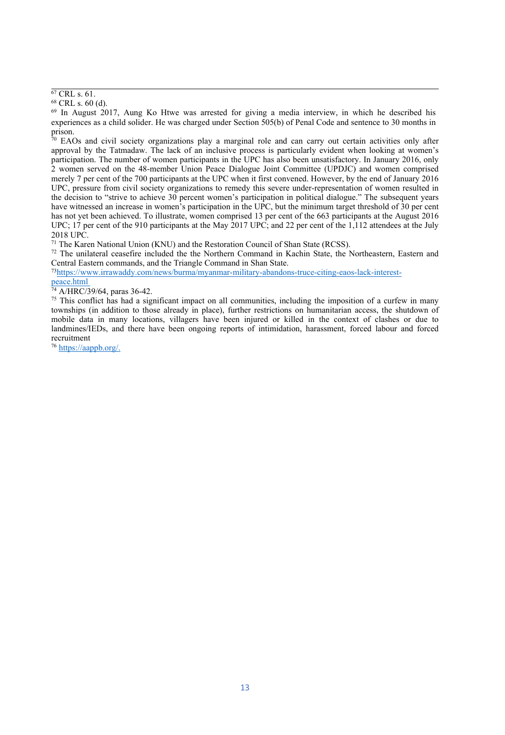[67] CRL s. 61.

[68] CRL s. 60 (d).

[69] In August 2017, Aung Ko Htwe was arrested for giving a media interview, in which he described his experiences as a child solider. He was charged under Section 505(b) of Penal Code and sentence to 30 months in prison.

[70] EAOs and civil society organizations play a marginal role and can carry out certain activities only after approval by the Tatmadaw. The lack of an inclusive process is particularly evident when looking at women's participation. The number of women participants in the UPC has also been unsatisfactory. In January 2016, only 2 women served on the 48-member Union Peace Dialogue Joint Committee (UPDJC) and women comprised merely 7 per cent of the 700 participants at the UPC when it first convened. However, by the end of January 2016 UPC, pressure from civil society organizations to remedy this severe under-representation of women resulted in the decision to "strive to achieve 30 percent women's participation in political dialogue." The subsequent years have witnessed an increase in women's participation in the UPC, but the minimum target threshold of 30 per cent has not yet been achieved. To illustrate, women comprised 13 per cent of the 663 participants at the August 2016 UPC; 17 per cent of the 910 participants at the May 2017 UPC; and 22 per cent of the 1,112 attendees at the July 2018 UPC.

[71] The Karen National Union (KNU) and the Restoration Council of Shan State (RCSS).

[72] The unilateral ceasefire included the the Northern Command in Kachin State, the Northeastern, Eastern and Central Eastern commands, and the Triangle Command in Shan State.

[73] https://www.irrawaddy.com/news/burma/myanmar-military-abandons-truce-citing-eaos-lack-interest-peace.html

[74] A/HRC/39/64, paras 36-42.

[75] This conflict has had a significant impact on all communities, including the imposition of a curfew in many townships (in addition to those already in place), further restrictions on humanitarian access, the shutdown of mobile data in many locations, villagers have been injured or killed in the context of clashes or due to landmines/IEDs, and there have been ongoing reports of intimidation, harassment, forced labour and forced recruitment

[76] https://aappb.org/.